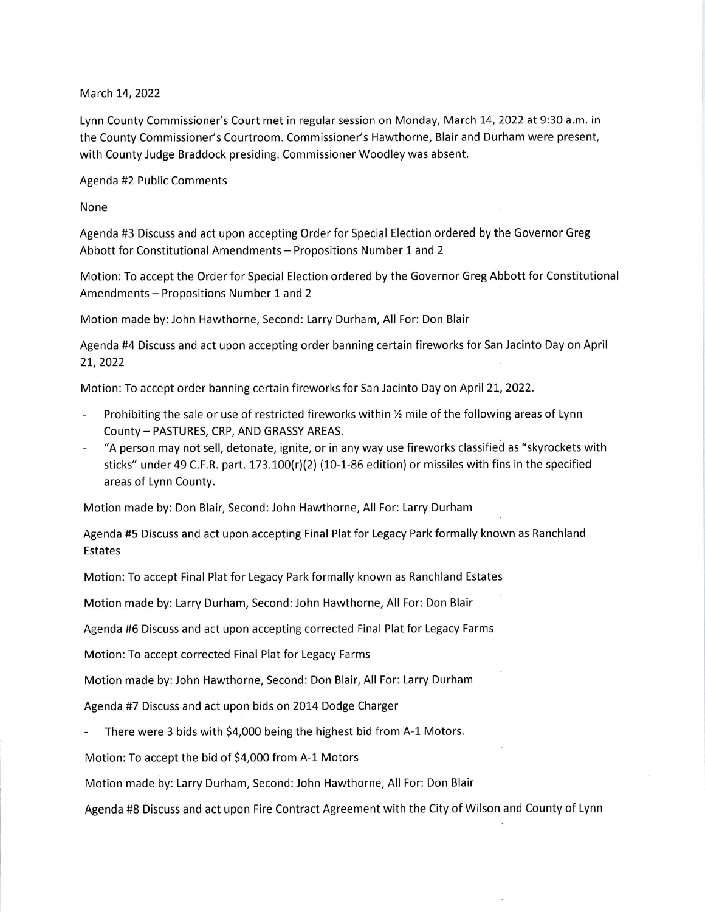March 14, 2022

Lynn County Commissioner's Court met in regular session on Monday, March 14, 2022 at 9:30 a.m. in the County Commissioner's Courtroom. Commissioner's Hawthorne, Blair and Durham were present, with County Judge Braddock presiding. Commissioner Woodley was absent.

Agenda #2 Public Comments

None

Agenda #3 Discuss and act upon accepting Order for Special Election ordered by the Governor Greg Abbott for Constitutional Amendments – Propositions Number 1 and 2

Motion: To accept the Order for Special Election ordered by the Governor Greg Abbott for Constitutional Amendments – Propositions Number 1 and 2

Motion made by: John Hawthorne, Second: Larry Durham, All For: Don Blair

Agenda #4 Discuss and act upon accepting order banning certain fireworks for San Jacinto Day on April 21, 2022

Motion: To accept order banning certain fireworks for San Jacinto Day on April 21, 2022.

- Prohibiting the sale or use of restricted fireworks within ½ mile of the following areas of Lynn County – PASTURES, CRP, AND GRASSY AREAS.
- "A person may not sell, detonate, ignite, or in any way use fireworks classified as "skyrockets with sticks" under 49 C.F.R. part. 173.100(r)(2) (10-1-86 edition) or missiles with fins in the specified areas of Lynn County.

Motion made by: Don Blair, Second: John Hawthorne, All For: Larry Durham

Agenda #5 Discuss and act upon accepting Final Plat for Legacy Park formally known as Ranchland Estates

Motion: To accept Final Plat for Legacy Park formally known as Ranchland Estates

Motion made by: Larry Durham, Second: John Hawthorne, All For: Don Blair

Agenda #6 Discuss and act upon accepting corrected Final Plat for Legacy Farms

Motion: To accept corrected Final Plat for Legacy Farms

Motion made by: John Hawthorne, Second: Don Blair, All For: Larry Durham

Agenda #7 Discuss and act upon bids on 2014 Dodge Charger

- There were 3 bids with $4,000 being the highest bid from A-1 Motors.

Motion: To accept the bid of $4,000 from A-1 Motors

Motion made by: Larry Durham, Second: John Hawthorne, All For: Don Blair

Agenda #8 Discuss and act upon Fire Contract Agreement with the City of Wilson and County of Lynn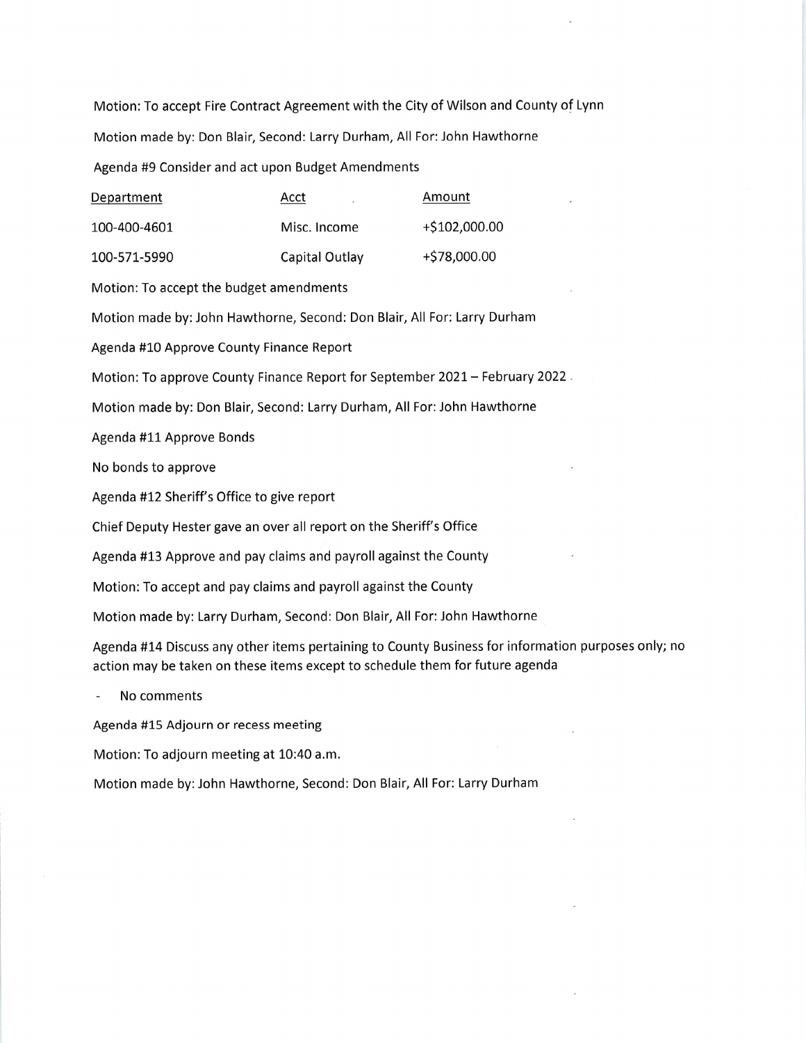Motion: To accept Fire Contract Agreement with the City of Wilson and County of Lynn

Motion made by: Don Blair, Second: Larry Durham, All For: John Hawthorne

Agenda #9 Consider and act upon Budget Amendments

| Department | Acct | Amount |
|---|---|---|
| 100-400-4601 | Misc. Income | +$102,000.00 |
| 100-571-5990 | Capital Outlay | +$78,000.00 |

Motion: To accept the budget amendments

Motion made by: John Hawthorne, Second: Don Blair, All For: Larry Durham

Agenda #10 Approve County Finance Report

Motion: To approve County Finance Report for September 2021 – February 2022

Motion made by: Don Blair, Second: Larry Durham, All For: John Hawthorne

Agenda #11 Approve Bonds

No bonds to approve

Agenda #12 Sheriff's Office to give report

Chief Deputy Hester gave an over all report on the Sheriff's Office

Agenda #13 Approve and pay claims and payroll against the County

Motion: To accept and pay claims and payroll against the County

Motion made by: Larry Durham, Second: Don Blair, All For: John Hawthorne

Agenda #14 Discuss any other items pertaining to County Business for information purposes only; no action may be taken on these items except to schedule them for future agenda

- No comments

Agenda #15 Adjourn or recess meeting

Motion: To adjourn meeting at 10:40 a.m.

Motion made by: John Hawthorne, Second: Don Blair, All For: Larry Durham